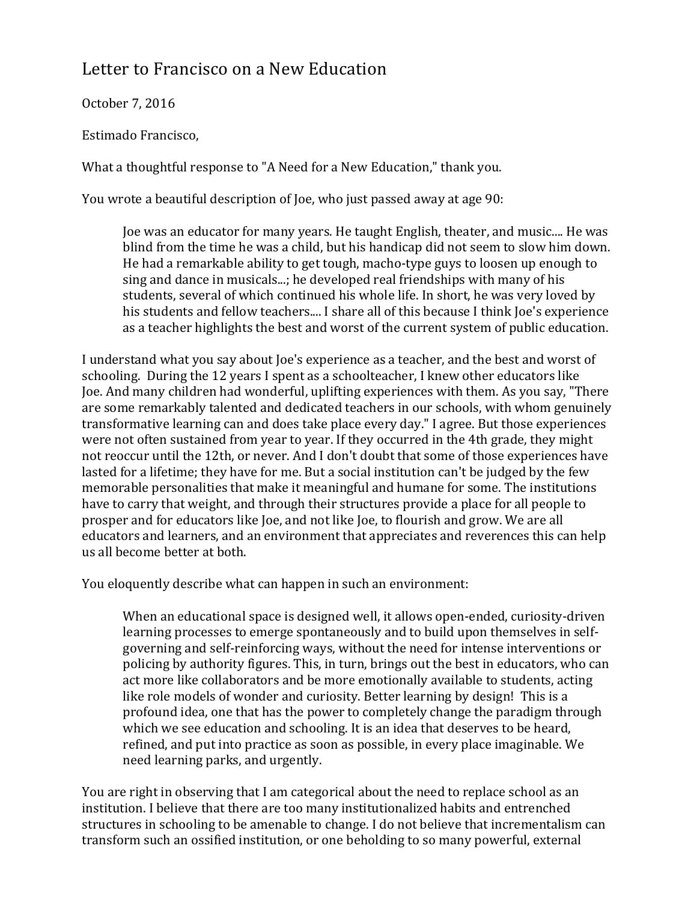# Letter to Francisco on a New Education

October 7, 2016

Estimado Francisco,

What a thoughtful response to "A Need for a New Education," thank you.

You wrote a beautiful description of Joe, who just passed away at age 90:

> Joe was an educator for many years. He taught English, theater, and music.... He was blind from the time he was a child, but his handicap did not seem to slow him down. He had a remarkable ability to get tough, macho-type guys to loosen up enough to sing and dance in musicals...; he developed real friendships with many of his students, several of which continued his whole life. In short, he was very loved by his students and fellow teachers.... I share all of this because I think Joe's experience as a teacher highlights the best and worst of the current system of public education.

I understand what you say about Joe's experience as a teacher, and the best and worst of schooling. During the 12 years I spent as a schoolteacher, I knew other educators like Joe. And many children had wonderful, uplifting experiences with them. As you say, "There are some remarkably talented and dedicated teachers in our schools, with whom genuinely transformative learning can and does take place every day." I agree. But those experiences were not often sustained from year to year. If they occurred in the 4th grade, they might not reoccur until the 12th, or never. And I don't doubt that some of those experiences have lasted for a lifetime; they have for me. But a social institution can't be judged by the few memorable personalities that make it meaningful and humane for some. The institutions have to carry that weight, and through their structures provide a place for all people to prosper and for educators like Joe, and not like Joe, to flourish and grow. We are all educators and learners, and an environment that appreciates and reverences this can help us all become better at both.

You eloquently describe what can happen in such an environment:

> When an educational space is designed well, it allows open-ended, curiosity-driven learning processes to emerge spontaneously and to build upon themselves in self-governing and self-reinforcing ways, without the need for intense interventions or policing by authority figures. This, in turn, brings out the best in educators, who can act more like collaborators and be more emotionally available to students, acting like role models of wonder and curiosity. Better learning by design! This is a profound idea, one that has the power to completely change the paradigm through which we see education and schooling. It is an idea that deserves to be heard, refined, and put into practice as soon as possible, in every place imaginable. We need learning parks, and urgently.

You are right in observing that I am categorical about the need to replace school as an institution. I believe that there are too many institutionalized habits and entrenched structures in schooling to be amenable to change. I do not believe that incrementalism can transform such an ossified institution, or one beholding to so many powerful, external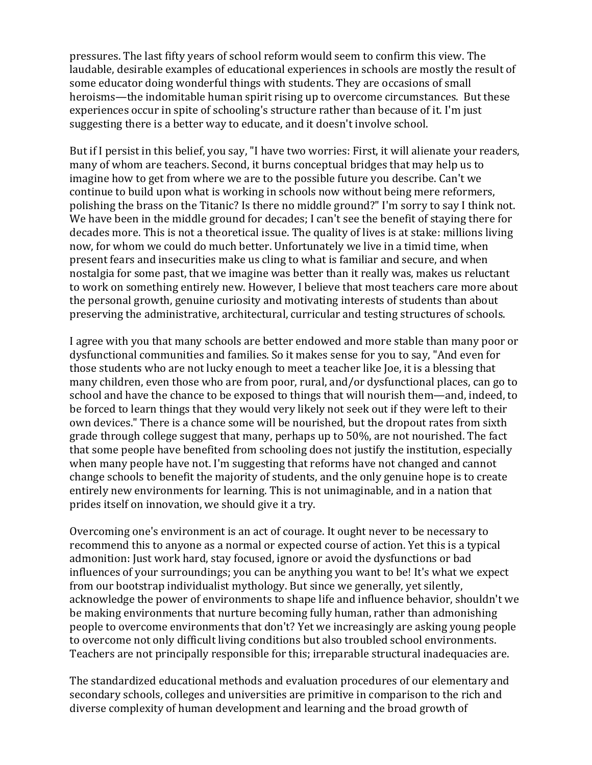pressures. The last fifty years of school reform would seem to confirm this view. The laudable, desirable examples of educational experiences in schools are mostly the result of some educator doing wonderful things with students. They are occasions of small heroisms—the indomitable human spirit rising up to overcome circumstances. But these experiences occur in spite of schooling's structure rather than because of it. I'm just suggesting there is a better way to educate, and it doesn't involve school.

But if I persist in this belief, you say, "I have two worries: First, it will alienate your readers, many of whom are teachers. Second, it burns conceptual bridges that may help us to imagine how to get from where we are to the possible future you describe. Can't we continue to build upon what is working in schools now without being mere reformers, polishing the brass on the Titanic? Is there no middle ground?" I'm sorry to say I think not. We have been in the middle ground for decades; I can't see the benefit of staying there for decades more. This is not a theoretical issue. The quality of lives is at stake: millions living now, for whom we could do much better. Unfortunately we live in a timid time, when present fears and insecurities make us cling to what is familiar and secure, and when nostalgia for some past, that we imagine was better than it really was, makes us reluctant to work on something entirely new. However, I believe that most teachers care more about the personal growth, genuine curiosity and motivating interests of students than about preserving the administrative, architectural, curricular and testing structures of schools.

I agree with you that many schools are better endowed and more stable than many poor or dysfunctional communities and families. So it makes sense for you to say, "And even for those students who are not lucky enough to meet a teacher like Joe, it is a blessing that many children, even those who are from poor, rural, and/or dysfunctional places, can go to school and have the chance to be exposed to things that will nourish them—and, indeed, to be forced to learn things that they would very likely not seek out if they were left to their own devices." There is a chance some will be nourished, but the dropout rates from sixth grade through college suggest that many, perhaps up to 50%, are not nourished. The fact that some people have benefited from schooling does not justify the institution, especially when many people have not. I'm suggesting that reforms have not changed and cannot change schools to benefit the majority of students, and the only genuine hope is to create entirely new environments for learning. This is not unimaginable, and in a nation that prides itself on innovation, we should give it a try.

Overcoming one's environment is an act of courage. It ought never to be necessary to recommend this to anyone as a normal or expected course of action. Yet this is a typical admonition: Just work hard, stay focused, ignore or avoid the dysfunctions or bad influences of your surroundings; you can be anything you want to be! It's what we expect from our bootstrap individualist mythology. But since we generally, yet silently, acknowledge the power of environments to shape life and influence behavior, shouldn't we be making environments that nurture becoming fully human, rather than admonishing people to overcome environments that don't? Yet we increasingly are asking young people to overcome not only difficult living conditions but also troubled school environments. Teachers are not principally responsible for this; irreparable structural inadequacies are.

The standardized educational methods and evaluation procedures of our elementary and secondary schools, colleges and universities are primitive in comparison to the rich and diverse complexity of human development and learning and the broad growth of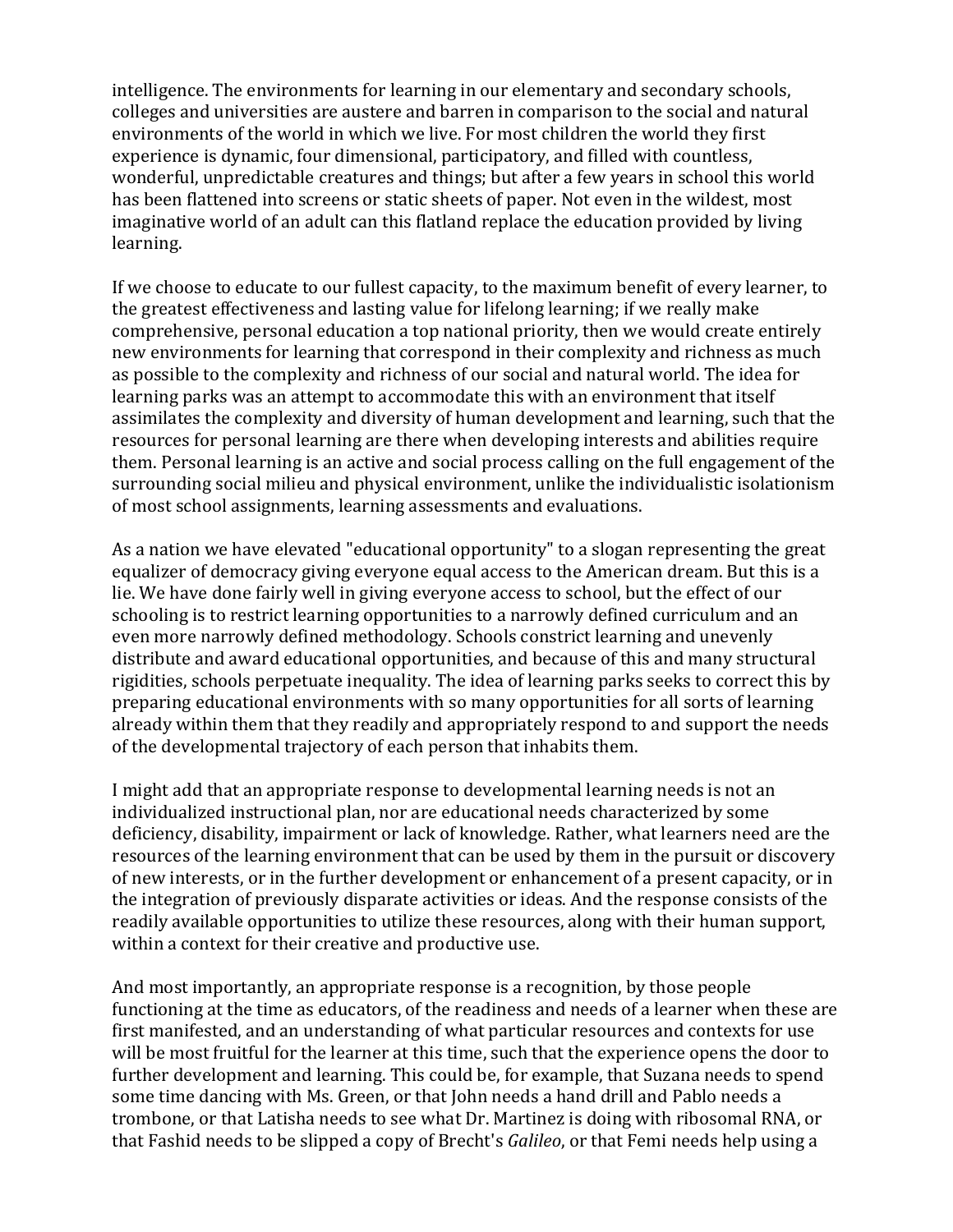intelligence. The environments for learning in our elementary and secondary schools, colleges and universities are austere and barren in comparison to the social and natural environments of the world in which we live. For most children the world they first experience is dynamic, four dimensional, participatory, and filled with countless, wonderful, unpredictable creatures and things; but after a few years in school this world has been flattened into screens or static sheets of paper. Not even in the wildest, most imaginative world of an adult can this flatland replace the education provided by living learning.

If we choose to educate to our fullest capacity, to the maximum benefit of every learner, to the greatest effectiveness and lasting value for lifelong learning; if we really make comprehensive, personal education a top national priority, then we would create entirely new environments for learning that correspond in their complexity and richness as much as possible to the complexity and richness of our social and natural world. The idea for learning parks was an attempt to accommodate this with an environment that itself assimilates the complexity and diversity of human development and learning, such that the resources for personal learning are there when developing interests and abilities require them. Personal learning is an active and social process calling on the full engagement of the surrounding social milieu and physical environment, unlike the individualistic isolationism of most school assignments, learning assessments and evaluations.

As a nation we have elevated "educational opportunity" to a slogan representing the great equalizer of democracy giving everyone equal access to the American dream. But this is a lie. We have done fairly well in giving everyone access to school, but the effect of our schooling is to restrict learning opportunities to a narrowly defined curriculum and an even more narrowly defined methodology. Schools constrict learning and unevenly distribute and award educational opportunities, and because of this and many structural rigidities, schools perpetuate inequality. The idea of learning parks seeks to correct this by preparing educational environments with so many opportunities for all sorts of learning already within them that they readily and appropriately respond to and support the needs of the developmental trajectory of each person that inhabits them.

I might add that an appropriate response to developmental learning needs is not an individualized instructional plan, nor are educational needs characterized by some deficiency, disability, impairment or lack of knowledge. Rather, what learners need are the resources of the learning environment that can be used by them in the pursuit or discovery of new interests, or in the further development or enhancement of a present capacity, or in the integration of previously disparate activities or ideas. And the response consists of the readily available opportunities to utilize these resources, along with their human support, within a context for their creative and productive use.

And most importantly, an appropriate response is a recognition, by those people functioning at the time as educators, of the readiness and needs of a learner when these are first manifested, and an understanding of what particular resources and contexts for use will be most fruitful for the learner at this time, such that the experience opens the door to further development and learning. This could be, for example, that Suzana needs to spend some time dancing with Ms. Green, or that John needs a hand drill and Pablo needs a trombone, or that Latisha needs to see what Dr. Martinez is doing with ribosomal RNA, or that Fashid needs to be slipped a copy of Brecht's *Galileo*, or that Femi needs help using a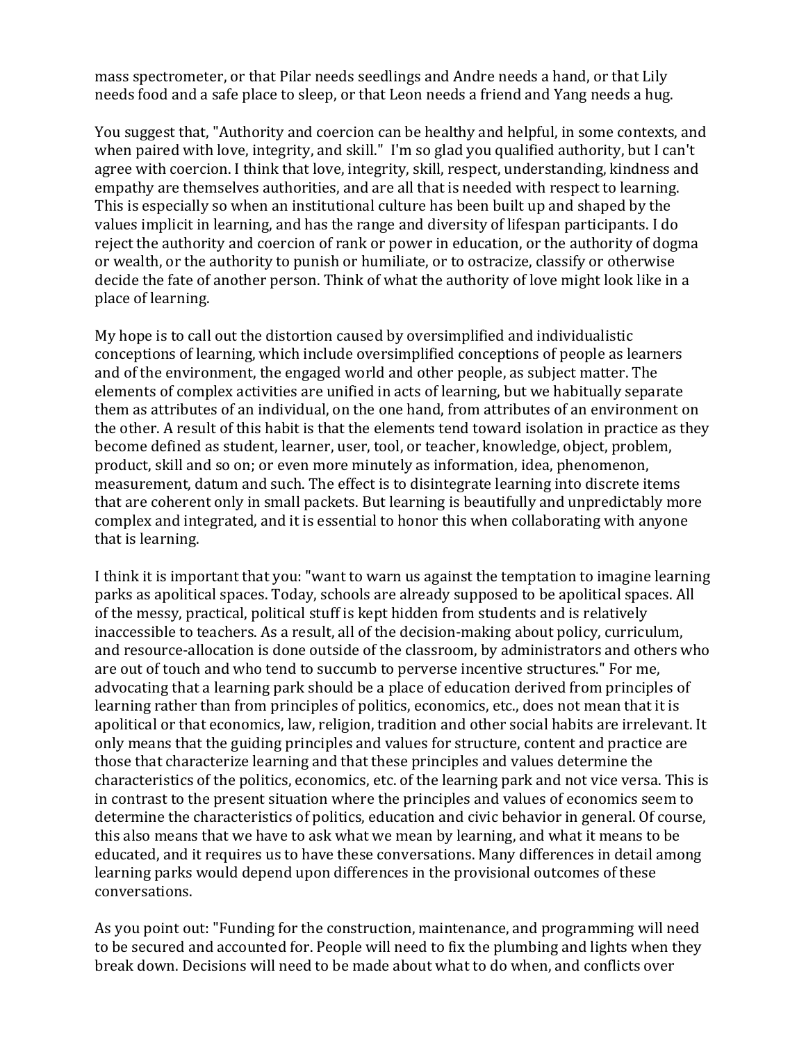mass spectrometer, or that Pilar needs seedlings and Andre needs a hand, or that Lily needs food and a safe place to sleep, or that Leon needs a friend and Yang needs a hug.

You suggest that, "Authority and coercion can be healthy and helpful, in some contexts, and when paired with love, integrity, and skill." I'm so glad you qualified authority, but I can't agree with coercion. I think that love, integrity, skill, respect, understanding, kindness and empathy are themselves authorities, and are all that is needed with respect to learning. This is especially so when an institutional culture has been built up and shaped by the values implicit in learning, and has the range and diversity of lifespan participants. I do reject the authority and coercion of rank or power in education, or the authority of dogma or wealth, or the authority to punish or humiliate, or to ostracize, classify or otherwise decide the fate of another person. Think of what the authority of love might look like in a place of learning.

My hope is to call out the distortion caused by oversimplified and individualistic conceptions of learning, which include oversimplified conceptions of people as learners and of the environment, the engaged world and other people, as subject matter. The elements of complex activities are unified in acts of learning, but we habitually separate them as attributes of an individual, on the one hand, from attributes of an environment on the other. A result of this habit is that the elements tend toward isolation in practice as they become defined as student, learner, user, tool, or teacher, knowledge, object, problem, product, skill and so on; or even more minutely as information, idea, phenomenon, measurement, datum and such. The effect is to disintegrate learning into discrete items that are coherent only in small packets. But learning is beautifully and unpredictably more complex and integrated, and it is essential to honor this when collaborating with anyone that is learning.

I think it is important that you: "want to warn us against the temptation to imagine learning parks as apolitical spaces. Today, schools are already supposed to be apolitical spaces. All of the messy, practical, political stuff is kept hidden from students and is relatively inaccessible to teachers. As a result, all of the decision-making about policy, curriculum, and resource-allocation is done outside of the classroom, by administrators and others who are out of touch and who tend to succumb to perverse incentive structures." For me, advocating that a learning park should be a place of education derived from principles of learning rather than from principles of politics, economics, etc., does not mean that it is apolitical or that economics, law, religion, tradition and other social habits are irrelevant. It only means that the guiding principles and values for structure, content and practice are those that characterize learning and that these principles and values determine the characteristics of the politics, economics, etc. of the learning park and not vice versa. This is in contrast to the present situation where the principles and values of economics seem to determine the characteristics of politics, education and civic behavior in general. Of course, this also means that we have to ask what we mean by learning, and what it means to be educated, and it requires us to have these conversations. Many differences in detail among learning parks would depend upon differences in the provisional outcomes of these conversations.

As you point out: "Funding for the construction, maintenance, and programming will need to be secured and accounted for. People will need to fix the plumbing and lights when they break down. Decisions will need to be made about what to do when, and conflicts over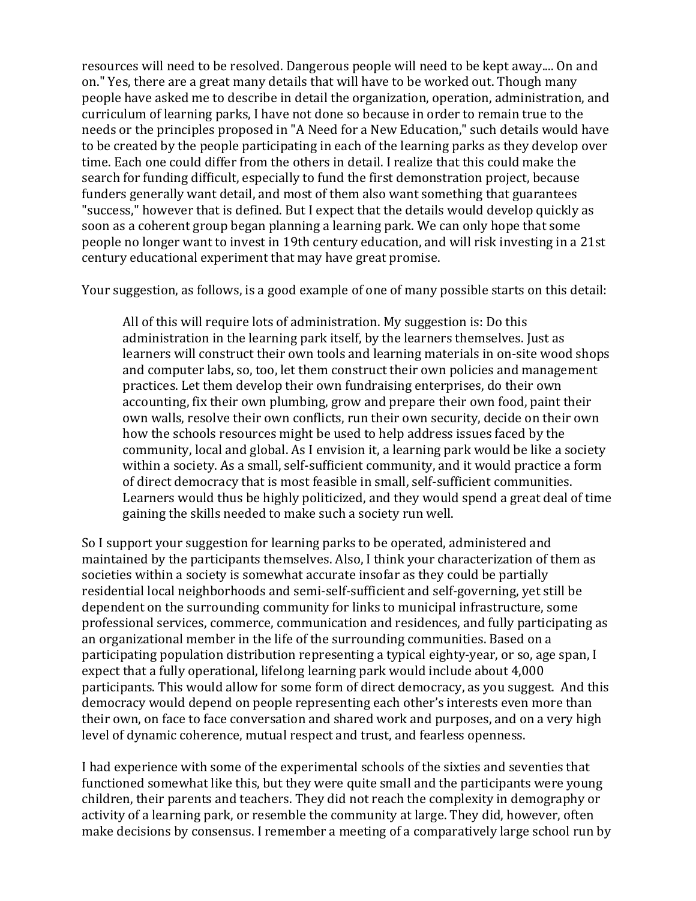resources will need to be resolved. Dangerous people will need to be kept away.... On and on." Yes, there are a great many details that will have to be worked out. Though many people have asked me to describe in detail the organization, operation, administration, and curriculum of learning parks, I have not done so because in order to remain true to the needs or the principles proposed in "A Need for a New Education," such details would have to be created by the people participating in each of the learning parks as they develop over time. Each one could differ from the others in detail. I realize that this could make the search for funding difficult, especially to fund the first demonstration project, because funders generally want detail, and most of them also want something that guarantees "success," however that is defined. But I expect that the details would develop quickly as soon as a coherent group began planning a learning park. We can only hope that some people no longer want to invest in 19th century education, and will risk investing in a 21st century educational experiment that may have great promise.

Your suggestion, as follows, is a good example of one of many possible starts on this detail:

> All of this will require lots of administration. My suggestion is: Do this administration in the learning park itself, by the learners themselves. Just as learners will construct their own tools and learning materials in on-site wood shops and computer labs, so, too, let them construct their own policies and management practices. Let them develop their own fundraising enterprises, do their own accounting, fix their own plumbing, grow and prepare their own food, paint their own walls, resolve their own conflicts, run their own security, decide on their own how the schools resources might be used to help address issues faced by the community, local and global. As I envision it, a learning park would be like a society within a society. As a small, self-sufficient community, and it would practice a form of direct democracy that is most feasible in small, self-sufficient communities. Learners would thus be highly politicized, and they would spend a great deal of time gaining the skills needed to make such a society run well.

So I support your suggestion for learning parks to be operated, administered and maintained by the participants themselves. Also, I think your characterization of them as societies within a society is somewhat accurate insofar as they could be partially residential local neighborhoods and semi-self-sufficient and self-governing, yet still be dependent on the surrounding community for links to municipal infrastructure, some professional services, commerce, communication and residences, and fully participating as an organizational member in the life of the surrounding communities. Based on a participating population distribution representing a typical eighty-year, or so, age span, I expect that a fully operational, lifelong learning park would include about 4,000 participants. This would allow for some form of direct democracy, as you suggest. And this democracy would depend on people representing each other's interests even more than their own, on face to face conversation and shared work and purposes, and on a very high level of dynamic coherence, mutual respect and trust, and fearless openness.

I had experience with some of the experimental schools of the sixties and seventies that functioned somewhat like this, but they were quite small and the participants were young children, their parents and teachers. They did not reach the complexity in demography or activity of a learning park, or resemble the community at large. They did, however, often make decisions by consensus. I remember a meeting of a comparatively large school run by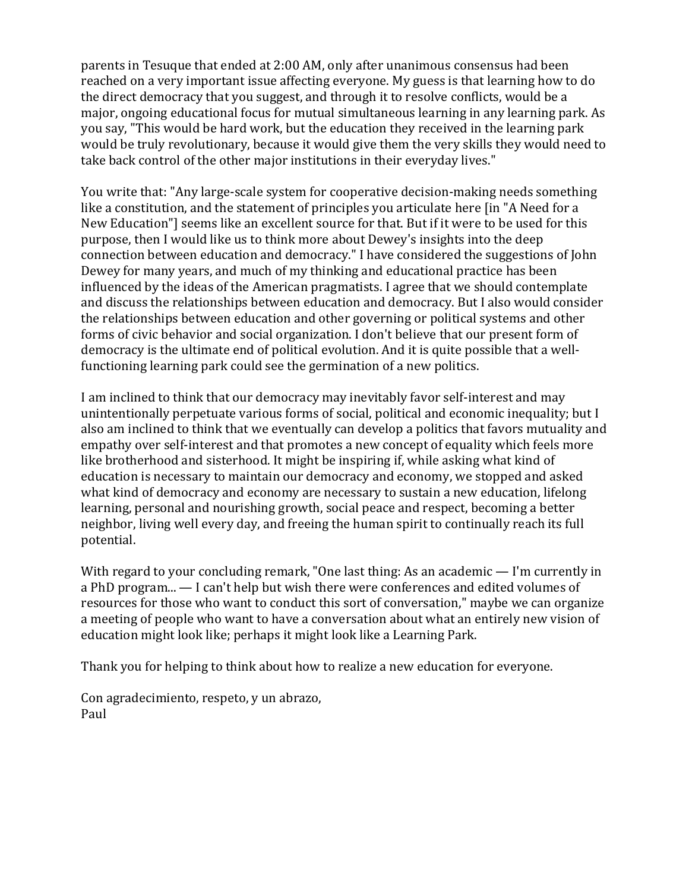parents in Tesuque that ended at 2:00 AM, only after unanimous consensus had been reached on a very important issue affecting everyone. My guess is that learning how to do the direct democracy that you suggest, and through it to resolve conflicts, would be a major, ongoing educational focus for mutual simultaneous learning in any learning park. As you say, "This would be hard work, but the education they received in the learning park would be truly revolutionary, because it would give them the very skills they would need to take back control of the other major institutions in their everyday lives."

You write that: "Any large-scale system for cooperative decision-making needs something like a constitution, and the statement of principles you articulate here [in "A Need for a New Education"] seems like an excellent source for that. But if it were to be used for this purpose, then I would like us to think more about Dewey's insights into the deep connection between education and democracy." I have considered the suggestions of John Dewey for many years, and much of my thinking and educational practice has been influenced by the ideas of the American pragmatists. I agree that we should contemplate and discuss the relationships between education and democracy. But I also would consider the relationships between education and other governing or political systems and other forms of civic behavior and social organization. I don't believe that our present form of democracy is the ultimate end of political evolution. And it is quite possible that a well-functioning learning park could see the germination of a new politics.

I am inclined to think that our democracy may inevitably favor self-interest and may unintentionally perpetuate various forms of social, political and economic inequality; but I also am inclined to think that we eventually can develop a politics that favors mutuality and empathy over self-interest and that promotes a new concept of equality which feels more like brotherhood and sisterhood. It might be inspiring if, while asking what kind of education is necessary to maintain our democracy and economy, we stopped and asked what kind of democracy and economy are necessary to sustain a new education, lifelong learning, personal and nourishing growth, social peace and respect, becoming a better neighbor, living well every day, and freeing the human spirit to continually reach its full potential.

With regard to your concluding remark, "One last thing: As an academic — I'm currently in a PhD program... — I can't help but wish there were conferences and edited volumes of resources for those who want to conduct this sort of conversation," maybe we can organize a meeting of people who want to have a conversation about what an entirely new vision of education might look like; perhaps it might look like a Learning Park.

Thank you for helping to think about how to realize a new education for everyone.

Con agradecimiento, respeto, y un abrazo,
Paul